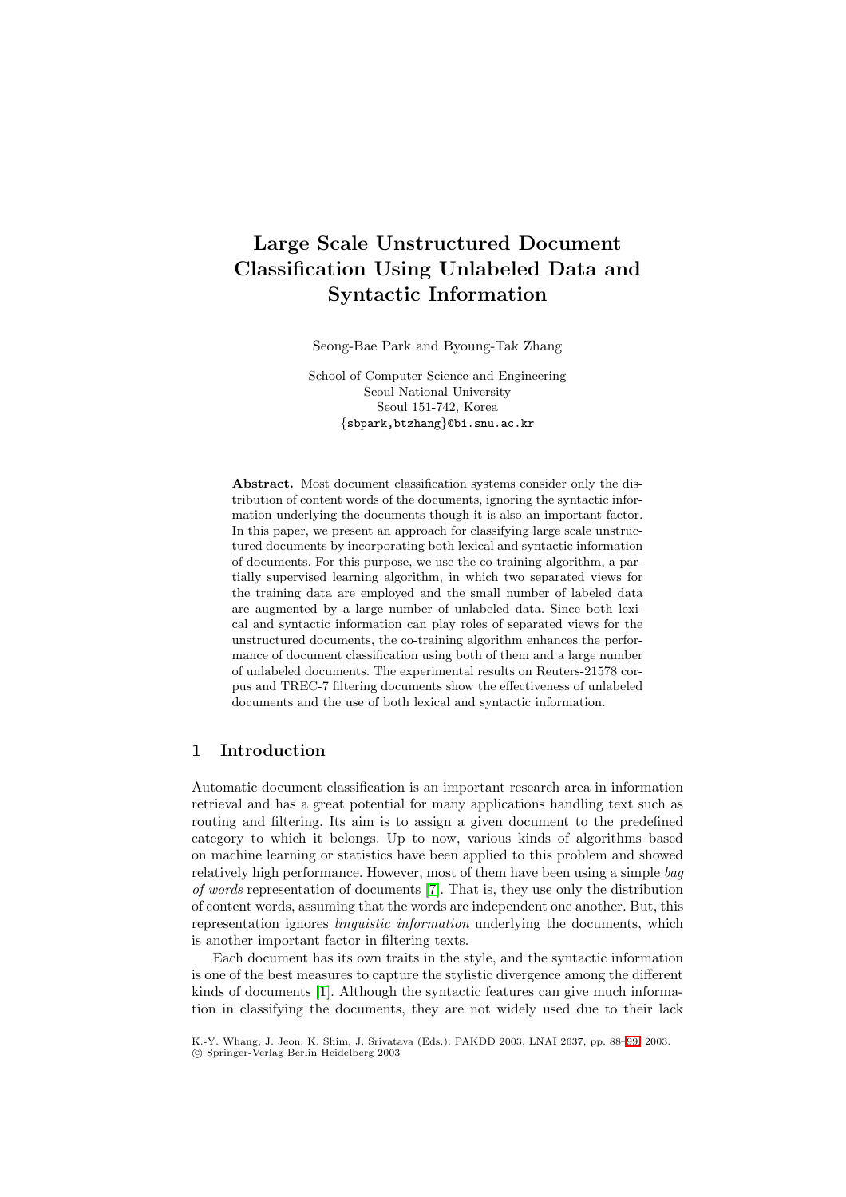# Large Scale Unstructured Document Classification Using Unlabeled Data and Syntactic Information

Seong-Bae Park and Byoung-Tak Zhang

School of Computer Science and Engineering
Seoul National University
Seoul 151-742, Korea
{sbpark,btzhang}@bi.snu.ac.kr

**Abstract.** Most document classification systems consider only the distribution of content words of the documents, ignoring the syntactic information underlying the documents though it is also an important factor. In this paper, we present an approach for classifying large scale unstructured documents by incorporating both lexical and syntactic information of documents. For this purpose, we use the co-training algorithm, a partially supervised learning algorithm, in which two separated views for the training data are employed and the small number of labeled data are augmented by a large number of unlabeled data. Since both lexical and syntactic information can play roles of separated views for the unstructured documents, the co-training algorithm enhances the performance of document classification using both of them and a large number of unlabeled documents. The experimental results on Reuters-21578 corpus and TREC-7 filtering documents show the effectiveness of unlabeled documents and the use of both lexical and syntactic information.

## 1 Introduction

Automatic document classification is an important research area in information retrieval and has a great potential for many applications handling text such as routing and filtering. Its aim is to assign a given document to the predefined category to which it belongs. Up to now, various kinds of algorithms based on machine learning or statistics have been applied to this problem and showed relatively high performance. However, most of them have been using a simple *bag of words* representation of documents [7]. That is, they use only the distribution of content words, assuming that the words are independent one another. But, this representation ignores *linguistic information* underlying the documents, which is another important factor in filtering texts.

Each document has its own traits in the style, and the syntactic information is one of the best measures to capture the stylistic divergence among the different kinds of documents [1]. Although the syntactic features can give much information in classifying the documents, they are not widely used due to their lack

K.-Y. Whang, J. Jeon, K. Shim, J. Srivatava (Eds.): PAKDD 2003, LNAI 2637, pp. 88–99, 2003.
© Springer-Verlag Berlin Heidelberg 2003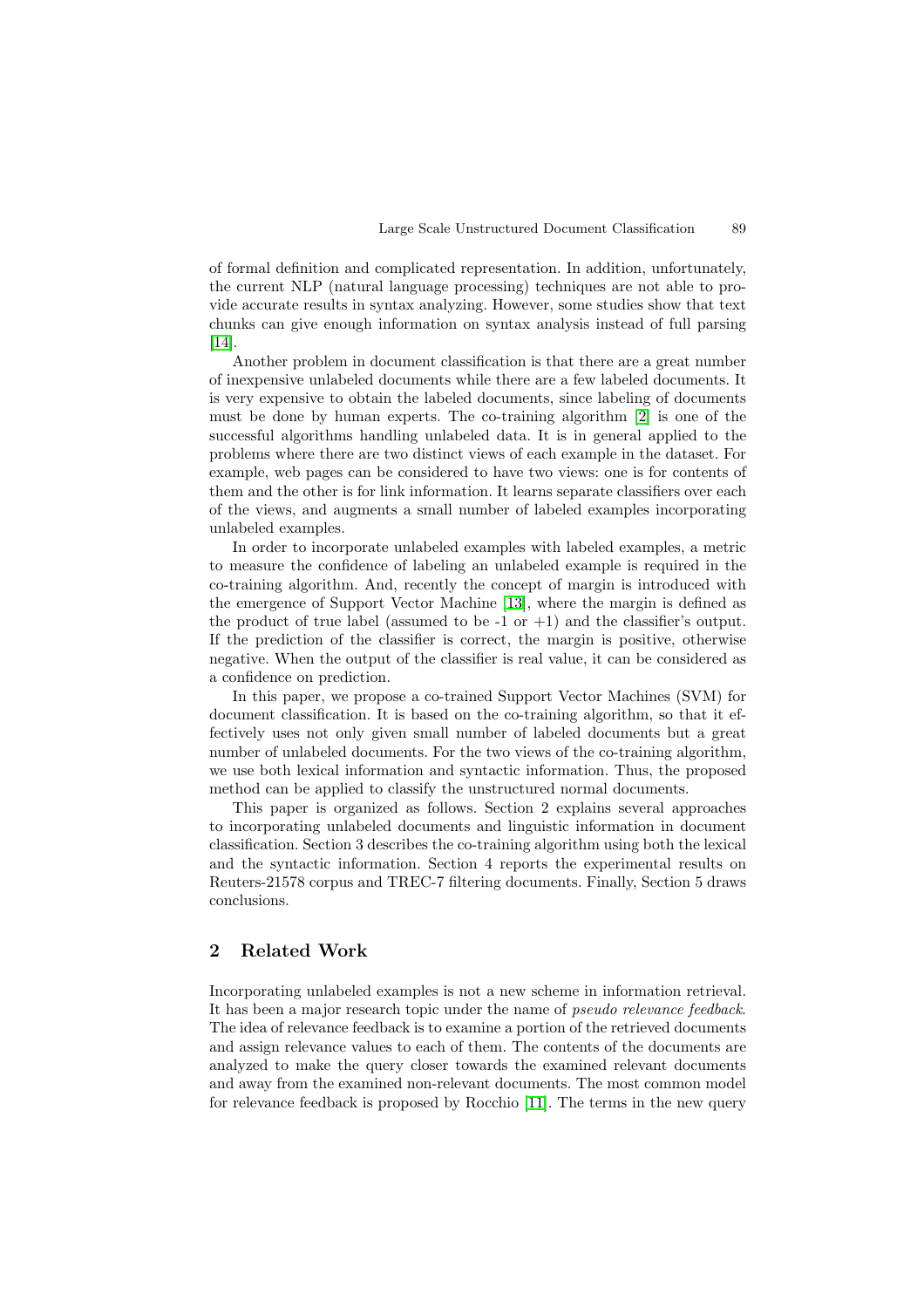of formal definition and complicated representation. In addition, unfortunately, the current NLP (natural language processing) techniques are not able to provide accurate results in syntax analyzing. However, some studies show that text chunks can give enough information on syntax analysis instead of full parsing [14].

Another problem in document classification is that there are a great number of inexpensive unlabeled documents while there are a few labeled documents. It is very expensive to obtain the labeled documents, since labeling of documents must be done by human experts. The co-training algorithm [2] is one of the successful algorithms handling unlabeled data. It is in general applied to the problems where there are two distinct views of each example in the dataset. For example, web pages can be considered to have two views: one is for contents of them and the other is for link information. It learns separate classifiers over each of the views, and augments a small number of labeled examples incorporating unlabeled examples.

In order to incorporate unlabeled examples with labeled examples, a metric to measure the confidence of labeling an unlabeled example is required in the co-training algorithm. And, recently the concept of margin is introduced with the emergence of Support Vector Machine [13], where the margin is defined as the product of true label (assumed to be -1 or +1) and the classifier's output. If the prediction of the classifier is correct, the margin is positive, otherwise negative. When the output of the classifier is real value, it can be considered as a confidence on prediction.

In this paper, we propose a co-trained Support Vector Machines (SVM) for document classification. It is based on the co-training algorithm, so that it effectively uses not only given small number of labeled documents but a great number of unlabeled documents. For the two views of the co-training algorithm, we use both lexical information and syntactic information. Thus, the proposed method can be applied to classify the unstructured normal documents.

This paper is organized as follows. Section 2 explains several approaches to incorporating unlabeled documents and linguistic information in document classification. Section 3 describes the co-training algorithm using both the lexical and the syntactic information. Section 4 reports the experimental results on Reuters-21578 corpus and TREC-7 filtering documents. Finally, Section 5 draws conclusions.

## 2 Related Work

Incorporating unlabeled examples is not a new scheme in information retrieval. It has been a major research topic under the name of *pseudo relevance feedback*. The idea of relevance feedback is to examine a portion of the retrieved documents and assign relevance values to each of them. The contents of the documents are analyzed to make the query closer towards the examined relevant documents and away from the examined non-relevant documents. The most common model for relevance feedback is proposed by Rocchio [11]. The terms in the new query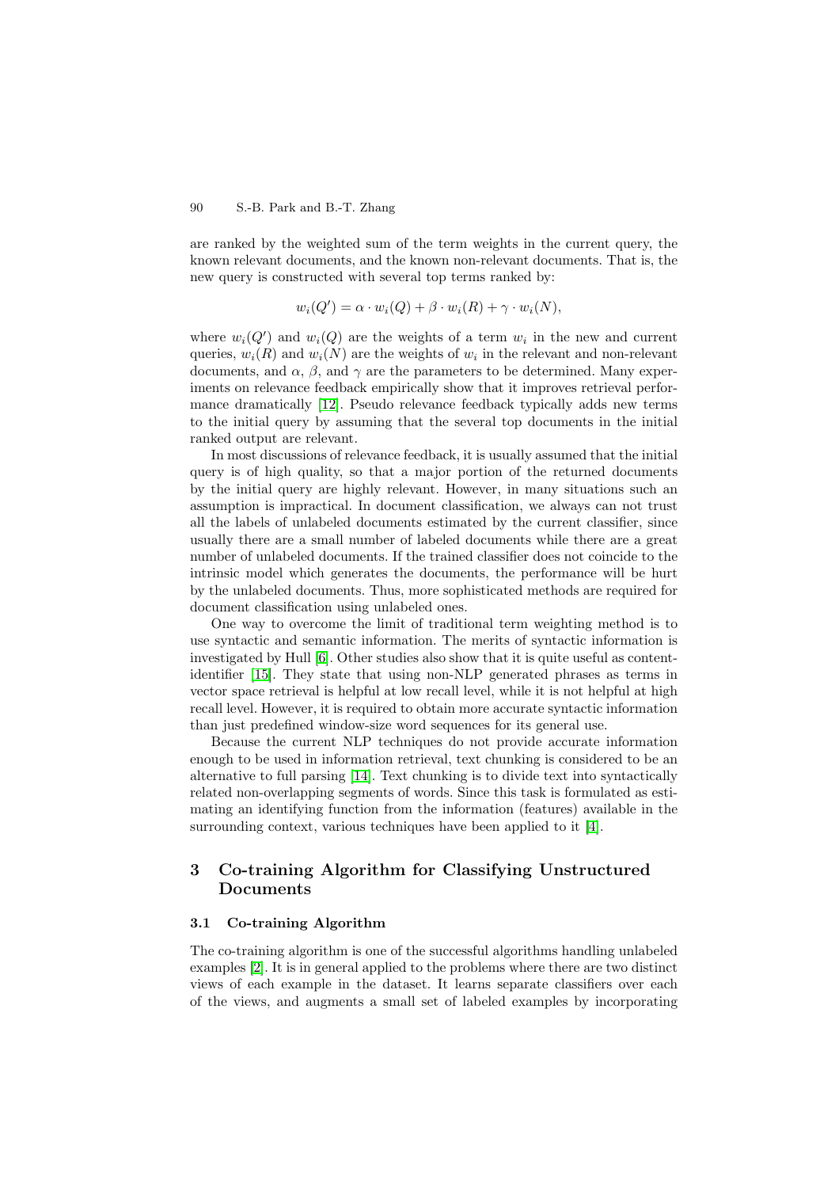are ranked by the weighted sum of the term weights in the current query, the known relevant documents, and the known non-relevant documents. That is, the new query is constructed with several top terms ranked by:

$$w_i(Q') = \alpha \cdot w_i(Q) + \beta \cdot w_i(R) + \gamma \cdot w_i(N),$$

where $w_i(Q')$ and $w_i(Q)$ are the weights of a term $w_i$ in the new and current queries, $w_i(R)$ and $w_i(N)$ are the weights of $w_i$ in the relevant and non-relevant documents, and $\alpha$, $\beta$, and $\gamma$ are the parameters to be determined. Many experiments on relevance feedback empirically show that it improves retrieval performance dramatically [12]. Pseudo relevance feedback typically adds new terms to the initial query by assuming that the several top documents in the initial ranked output are relevant.

In most discussions of relevance feedback, it is usually assumed that the initial query is of high quality, so that a major portion of the returned documents by the initial query are highly relevant. However, in many situations such an assumption is impractical. In document classification, we always can not trust all the labels of unlabeled documents estimated by the current classifier, since usually there are a small number of labeled documents while there are a great number of unlabeled documents. If the trained classifier does not coincide to the intrinsic model which generates the documents, the performance will be hurt by the unlabeled documents. Thus, more sophisticated methods are required for document classification using unlabeled ones.

One way to overcome the limit of traditional term weighting method is to use syntactic and semantic information. The merits of syntactic information is investigated by Hull [6]. Other studies also show that it is quite useful as content-identifier [15]. They state that using non-NLP generated phrases as terms in vector space retrieval is helpful at low recall level, while it is not helpful at high recall level. However, it is required to obtain more accurate syntactic information than just predefined window-size word sequences for its general use.

Because the current NLP techniques do not provide accurate information enough to be used in information retrieval, text chunking is considered to be an alternative to full parsing [14]. Text chunking is to divide text into syntactically related non-overlapping segments of words. Since this task is formulated as estimating an identifying function from the information (features) available in the surrounding context, various techniques have been applied to it [4].

## 3 Co-training Algorithm for Classifying Unstructured Documents

### 3.1 Co-training Algorithm

The co-training algorithm is one of the successful algorithms handling unlabeled examples [2]. It is in general applied to the problems where there are two distinct views of each example in the dataset. It learns separate classifiers over each of the views, and augments a small set of labeled examples by incorporating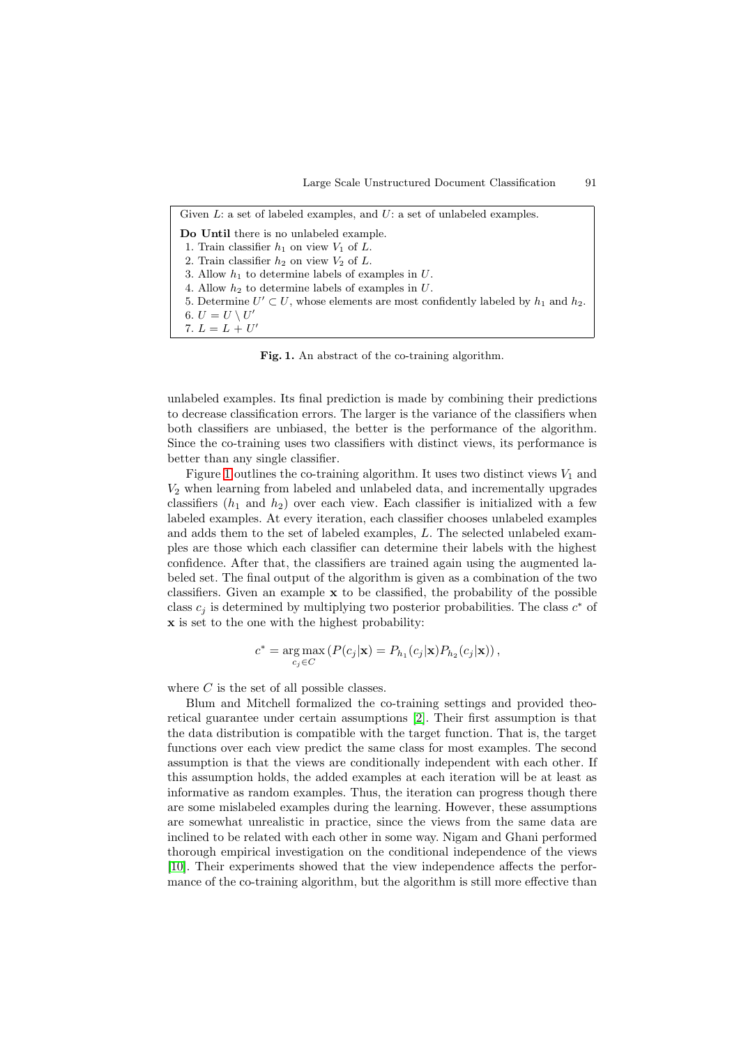Given $L$: a set of labeled examples, and $U$: a set of unlabeled examples.

**Do Until** there is no unlabeled example.

1. Train classifier $h_1$ on view $V_1$ of $L$.
2. Train classifier $h_2$ on view $V_2$ of $L$.
3. Allow $h_1$ to determine labels of examples in $U$.
4. Allow $h_2$ to determine labels of examples in $U$.
5. Determine $U' \subset U$, whose elements are most confidently labeled by $h_1$ and $h_2$.
6. $U = U \setminus U'$
7. $L = L + U'$

**Fig. 1.** An abstract of the co-training algorithm.

unlabeled examples. Its final prediction is made by combining their predictions to decrease classification errors. The larger is the variance of the classifiers when both classifiers are unbiased, the better is the performance of the algorithm. Since the co-training uses two classifiers with distinct views, its performance is better than any single classifier.

Figure 1 outlines the co-training algorithm. It uses two distinct views $V_1$ and $V_2$ when learning from labeled and unlabeled data, and incrementally upgrades classifiers ($h_1$ and $h_2$) over each view. Each classifier is initialized with a few labeled examples. At every iteration, each classifier chooses unlabeled examples and adds them to the set of labeled examples, $L$. The selected unlabeled examples are those which each classifier can determine their labels with the highest confidence. After that, the classifiers are trained again using the augmented labeled set. The final output of the algorithm is given as a combination of the two classifiers. Given an example $\mathbf{x}$ to be classified, the probability of the possible class $c_j$ is determined by multiplying two posterior probabilities. The class $c^*$ of $\mathbf{x}$ is set to the one with the highest probability:

$$c^* = \arg\max_{c_j \in C} \left( P(c_j|\mathbf{x}) = P_{h_1}(c_j|\mathbf{x}) P_{h_2}(c_j|\mathbf{x}) \right),$$

where $C$ is the set of all possible classes.

Blum and Mitchell formalized the co-training settings and provided theoretical guarantee under certain assumptions [2]. Their first assumption is that the data distribution is compatible with the target function. That is, the target functions over each view predict the same class for most examples. The second assumption is that the views are conditionally independent with each other. If this assumption holds, the added examples at each iteration will be at least as informative as random examples. Thus, the iteration can progress though there are some mislabeled examples during the learning. However, these assumptions are somewhat unrealistic in practice, since the views from the same data are inclined to be related with each other in some way. Nigam and Ghani performed thorough empirical investigation on the conditional independence of the views [10]. Their experiments showed that the view independence affects the performance of the co-training algorithm, but the algorithm is still more effective than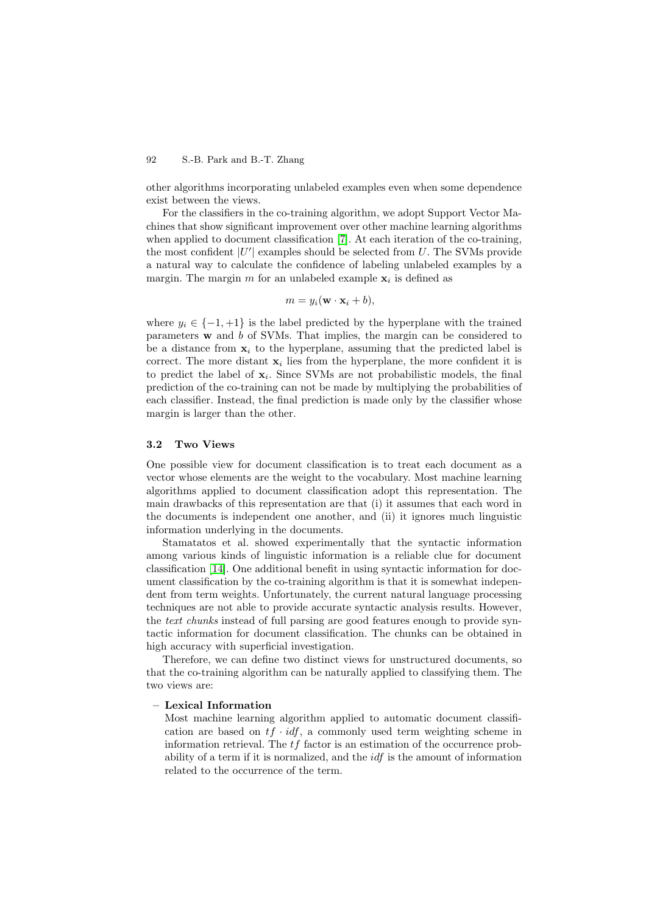other algorithms incorporating unlabeled examples even when some dependence exist between the views.

For the classifiers in the co-training algorithm, we adopt Support Vector Machines that show significant improvement over other machine learning algorithms when applied to document classification [7]. At each iteration of the co-training, the most confident $|U'|$ examples should be selected from $U$. The SVMs provide a natural way to calculate the confidence of labeling unlabeled examples by a margin. The margin $m$ for an unlabeled example $\mathbf{x}_i$ is defined as

$$m = y_i(\mathbf{w} \cdot \mathbf{x}_i + b),$$

where $y_i \in \{-1, +1\}$ is the label predicted by the hyperplane with the trained parameters $\mathbf{w}$ and $b$ of SVMs. That implies, the margin can be considered to be a distance from $\mathbf{x}_i$ to the hyperplane, assuming that the predicted label is correct. The more distant $\mathbf{x}_i$ lies from the hyperplane, the more confident it is to predict the label of $\mathbf{x}_i$. Since SVMs are not probabilistic models, the final prediction of the co-training can not be made by multiplying the probabilities of each classifier. Instead, the final prediction is made only by the classifier whose margin is larger than the other.

### 3.2 Two Views

One possible view for document classification is to treat each document as a vector whose elements are the weight to the vocabulary. Most machine learning algorithms applied to document classification adopt this representation. The main drawbacks of this representation are that (i) it assumes that each word in the documents is independent one another, and (ii) it ignores much linguistic information underlying in the documents.

Stamatatos et al. showed experimentally that the syntactic information among various kinds of linguistic information is a reliable clue for document classification [14]. One additional benefit in using syntactic information for document classification by the co-training algorithm is that it is somewhat independent from term weights. Unfortunately, the current natural language processing techniques are not able to provide accurate syntactic analysis results. However, the *text chunks* instead of full parsing are good features enough to provide syntactic information for document classification. The chunks can be obtained in high accuracy with superficial investigation.

Therefore, we can define two distinct views for unstructured documents, so that the co-training algorithm can be naturally applied to classifying them. The two views are:

- **Lexical Information**
  Most machine learning algorithm applied to automatic document classification are based on $tf \cdot idf$, a commonly used term weighting scheme in information retrieval. The $tf$ factor is an estimation of the occurrence probability of a term if it is normalized, and the *idf* is the amount of information related to the occurrence of the term.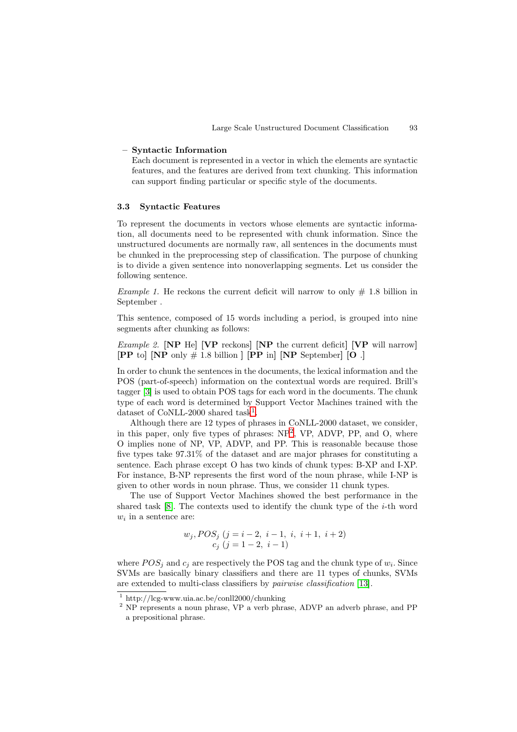– **Syntactic Information**
  Each document is represented in a vector in which the elements are syntactic features, and the features are derived from text chunking. This information can support finding particular or specific style of the documents.

### 3.3 Syntactic Features

To represent the documents in vectors whose elements are syntactic information, all documents need to be represented with chunk information. Since the unstructured documents are normally raw, all sentences in the documents must be chunked in the preprocessing step of classification. The purpose of chunking is to divide a given sentence into nonoverlapping segments. Let us consider the following sentence.

*Example 1.* He reckons the current deficit will narrow to only # 1.8 billion in September .

This sentence, composed of 15 words including a period, is grouped into nine segments after chunking as follows:

*Example 2.* [**NP** He] [**VP** reckons] [**NP** the current deficit] [**VP** will narrow] [**PP** to] [**NP** only # 1.8 billion ] [**PP** in] [**NP** September] [**O** .]

In order to chunk the sentences in the documents, the lexical information and the POS (part-of-speech) information on the contextual words are required. Brill's tagger [3] is used to obtain POS tags for each word in the documents. The chunk type of each word is determined by Support Vector Machines trained with the dataset of CoNLL-2000 shared task[1].

Although there are 12 types of phrases in CoNLL-2000 dataset, we consider, in this paper, only five types of phrases: NP[2], VP, ADVP, PP, and O, where O implies none of NP, VP, ADVP, and PP. This is reasonable because those five types take 97.31% of the dataset and are major phrases for constituting a sentence. Each phrase except O has two kinds of chunk types: B-XP and I-XP. For instance, B-NP represents the first word of the noun phrase, while I-NP is given to other words in noun phrase. Thus, we consider 11 chunk types.

The use of Support Vector Machines showed the best performance in the shared task [8]. The contexts used to identify the chunk type of the $i$-th word $w_i$ in a sentence are:

$$
\begin{aligned}
w_j, POS_j\ (j = i-2,\ i-1,\ i,\ i+1,\ i+2) \\
c_j\ (j = 1-2,\ i-1)
\end{aligned}
$$

where $POS_j$ and $c_j$ are respectively the POS tag and the chunk type of $w_i$. Since SVMs are basically binary classifiers and there are 11 types of chunks, SVMs are extended to multi-class classifiers by *pairwise classification* [13].

---

[1] http://lcg-www.uia.ac.be/conll2000/chunking

[2] NP represents a noun phrase, VP a verb phrase, ADVP an adverb phrase, and PP a prepositional phrase.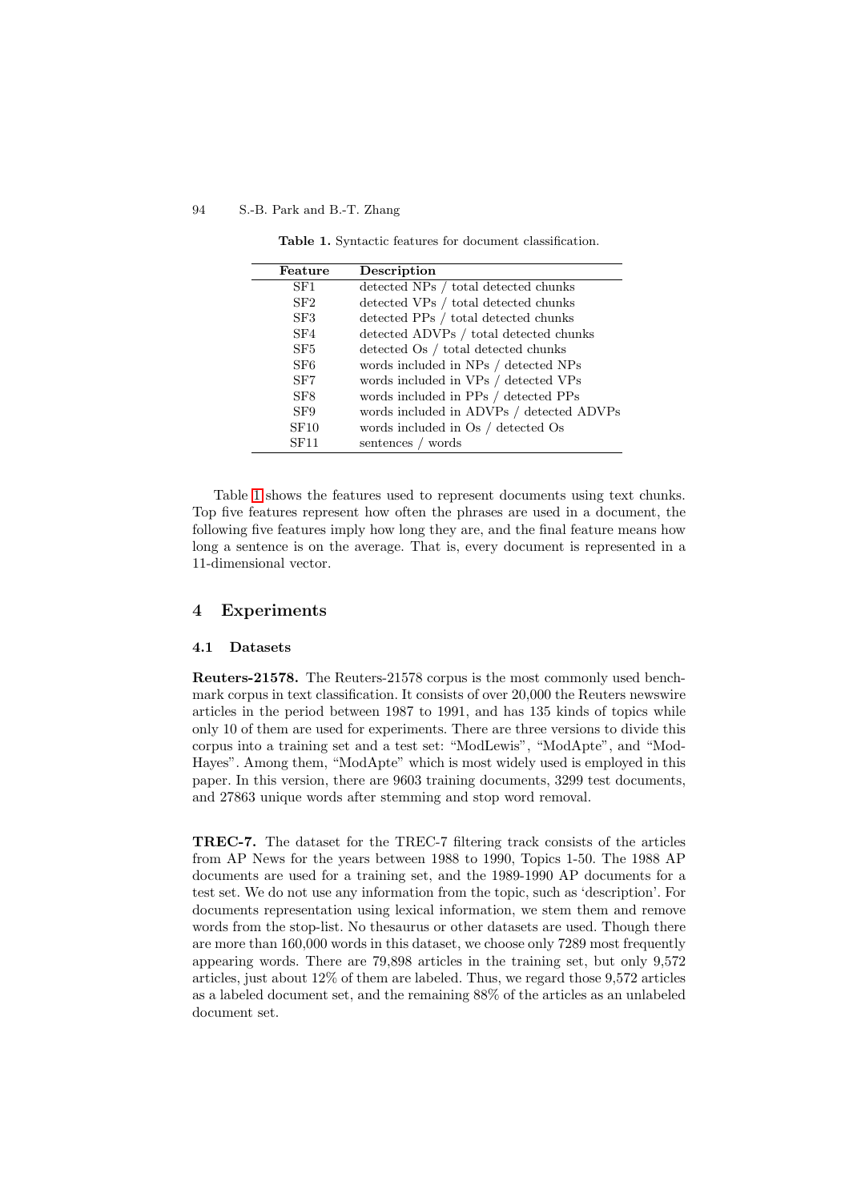**Table 1.** Syntactic features for document classification.

| Feature | Description |
| --- | --- |
| SF1 | detected NPs / total detected chunks |
| SF2 | detected VPs / total detected chunks |
| SF3 | detected PPs / total detected chunks |
| SF4 | detected ADVPs / total detected chunks |
| SF5 | detected Os / total detected chunks |
| SF6 | words included in NPs / detected NPs |
| SF7 | words included in VPs / detected VPs |
| SF8 | words included in PPs / detected PPs |
| SF9 | words included in ADVPs / detected ADVPs |
| SF10 | words included in Os / detected Os |
| SF11 | sentences / words |

Table 1 shows the features used to represent documents using text chunks. Top five features represent how often the phrases are used in a document, the following five features imply how long they are, and the final feature means how long a sentence is on the average. That is, every document is represented in a 11-dimensional vector.

## 4 Experiments

### 4.1 Datasets

**Reuters-21578.** The Reuters-21578 corpus is the most commonly used benchmark corpus in text classification. It consists of over 20,000 the Reuters newswire articles in the period between 1987 to 1991, and has 135 kinds of topics while only 10 of them are used for experiments. There are three versions to divide this corpus into a training set and a test set: "ModLewis", "ModApte", and "ModHayes". Among them, "ModApte" which is most widely used is employed in this paper. In this version, there are 9603 training documents, 3299 test documents, and 27863 unique words after stemming and stop word removal.

**TREC-7.** The dataset for the TREC-7 filtering track consists of the articles from AP News for the years between 1988 to 1990, Topics 1-50. The 1988 AP documents are used for a training set, and the 1989-1990 AP documents for a test set. We do not use any information from the topic, such as 'description'. For documents representation using lexical information, we stem them and remove words from the stop-list. No thesaurus or other datasets are used. Though there are more than 160,000 words in this dataset, we choose only 7289 most frequently appearing words. There are 79,898 articles in the training set, but only 9,572 articles, just about 12% of them are labeled. Thus, we regard those 9,572 articles as a labeled document set, and the remaining 88% of the articles as an unlabeled document set.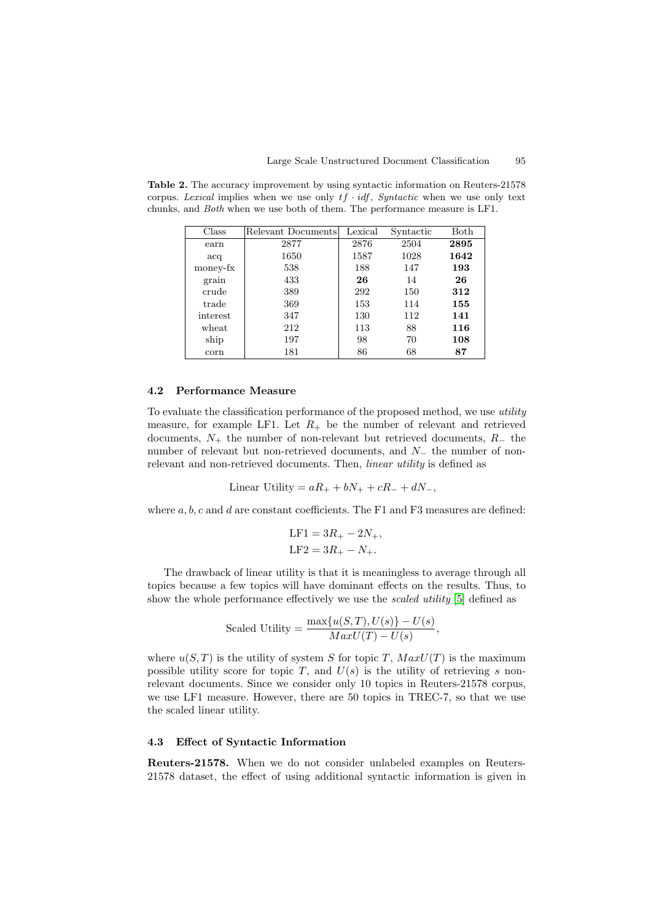**Table 2.** The accuracy improvement by using syntactic information on Reuters-21578 corpus. *Lexical* implies when we use only $tf \cdot idf$, *Syntactic* when we use only text chunks, and *Both* when we use both of them. The performance measure is LF1.

| Class | Relevant Documents | Lexical | Syntactic | Both |
|---|---|---|---|---|
| earn | 2877 | 2876 | 2504 | **2895** |
| acq | 1650 | 1587 | 1028 | **1642** |
| money-fx | 538 | 188 | 147 | **193** |
| grain | 433 | **26** | 14 | **26** |
| crude | 389 | 292 | 150 | **312** |
| trade | 369 | 153 | 114 | **155** |
| interest | 347 | 130 | 112 | **141** |
| wheat | 212 | 113 | 88 | **116** |
| ship | 197 | 98 | 70 | **108** |
| corn | 181 | 86 | 68 | **87** |

### 4.2 Performance Measure

To evaluate the classification performance of the proposed method, we use *utility* measure, for example LF1. Let $R_+$ be the number of relevant and retrieved documents, $N_+$ the number of non-relevant but retrieved documents, $R_-$ the number of relevant but non-retrieved documents, and $N_-$ the number of non-relevant and non-retrieved documents. Then, *linear utility* is defined as

$$\text{Linear Utility} = aR_+ + bN_+ + cR_- + dN_-,$$

where $a, b, c$ and $d$ are constant coefficients. The F1 and F3 measures are defined:

$$\text{LF1} = 3R_+ - 2N_+,$$
$$\text{LF2} = 3R_+ - N_+.$$

The drawback of linear utility is that it is meaningless to average through all topics because a few topics will have dominant effects on the results. Thus, to show the whole performance effectively we use the *scaled utility* [5] defined as

$$\text{Scaled Utility} = \frac{\max\{u(S,T), U(s)\} - U(s)}{MaxU(T) - U(s)},$$

where $u(S,T)$ is the utility of system $S$ for topic $T$, $MaxU(T)$ is the maximum possible utility score for topic $T$, and $U(s)$ is the utility of retrieving $s$ non-relevant documents. Since we consider only 10 topics in Reuters-21578 corpus, we use LF1 measure. However, there are 50 topics in TREC-7, so that we use the scaled linear utility.

### 4.3 Effect of Syntactic Information

**Reuters-21578.** When we do not consider unlabeled examples on Reuters-21578 dataset, the effect of using additional syntactic information is given in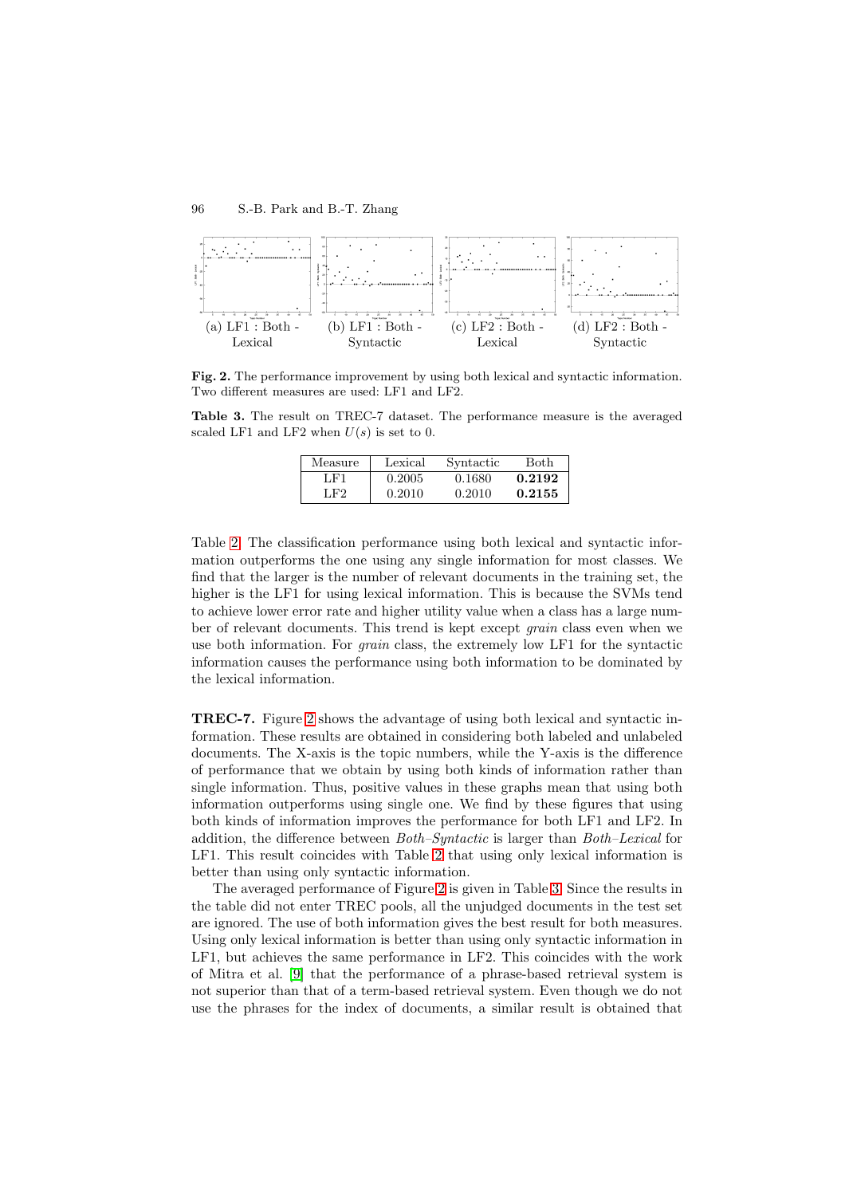(a) LF1 : Both - Lexical

(b) LF1 : Both - Syntactic

(c) LF2 : Both - Lexical

(d) LF2 : Both - Syntactic

**Fig. 2.** The performance improvement by using both lexical and syntactic information. Two different measures are used: LF1 and LF2.

**Table 3.** The result on TREC-7 dataset. The performance measure is the averaged scaled LF1 and LF2 when $U(s)$ is set to 0.

| Measure | Lexical | Syntactic | Both |
|---|---|---|---|
| LF1 | 0.2005 | 0.1680 | **0.2192** |
| LF2 | 0.2010 | 0.2010 | **0.2155** |

Table 2. The classification performance using both lexical and syntactic information outperforms the one using any single information for most classes. We find that the larger is the number of relevant documents in the training set, the higher is the LF1 for using lexical information. This is because the SVMs tend to achieve lower error rate and higher utility value when a class has a large number of relevant documents. This trend is kept except *grain* class even when we use both information. For *grain* class, the extremely low LF1 for the syntactic information causes the performance using both information to be dominated by the lexical information.

**TREC-7.** Figure 2 shows the advantage of using both lexical and syntactic information. These results are obtained in considering both labeled and unlabeled documents. The X-axis is the topic numbers, while the Y-axis is the difference of performance that we obtain by using both kinds of information rather than single information. Thus, positive values in these graphs mean that using both information outperforms using single one. We find by these figures that using both kinds of information improves the performance for both LF1 and LF2. In addition, the difference between *Both–Syntactic* is larger than *Both–Lexical* for LF1. This result coincides with Table 2 that using only lexical information is better than using only syntactic information.

The averaged performance of Figure 2 is given in Table 3. Since the results in the table did not enter TREC pools, all the unjudged documents in the test set are ignored. The use of both information gives the best result for both measures. Using only lexical information is better than using only syntactic information in LF1, but achieves the same performance in LF2. This coincides with the work of Mitra et al. [9] that the performance of a phrase-based retrieval system is not superior than that of a term-based retrieval system. Even though we do not use the phrases for the index of documents, a similar result is obtained that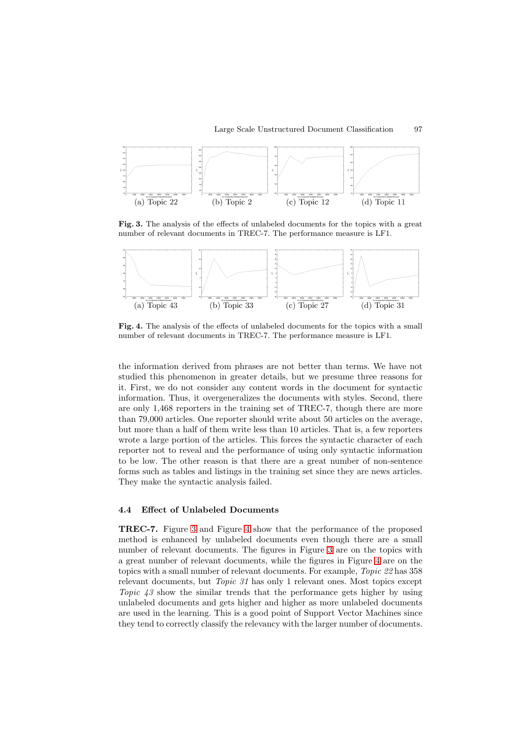(a) Topic 22 (b) Topic 2 (c) Topic 12 (d) Topic 11

**Fig. 3.** The analysis of the effects of unlabeled documents for the topics with a great number of relevant documents in TREC-7. The performance measure is LF1.

(a) Topic 43 (b) Topic 33 (c) Topic 27 (d) Topic 31

**Fig. 4.** The analysis of the effects of unlabeled documents for the topics with a small number of relevant documents in TREC-7. The performance measure is LF1.

the information derived from phrases are not better than terms. We have not studied this phenomenon in greater details, but we presume three reasons for it. First, we do not consider any content words in the document for syntactic information. Thus, it overgeneralizes the documents with styles. Second, there are only 1,468 reporters in the training set of TREC-7, though there are more than 79,000 articles. One reporter should write about 50 articles on the average, but more than a half of them write less than 10 articles. That is, a few reporters wrote a large portion of the articles. This forces the syntactic character of each reporter not to reveal and the performance of using only syntactic information to be low. The other reason is that there are a great number of non-sentence forms such as tables and listings in the training set since they are news articles. They make the syntactic analysis failed.

### 4.4 Effect of Unlabeled Documents

**TREC-7.** Figure 3 and Figure 4 show that the performance of the proposed method is enhanced by unlabeled documents even though there are a small number of relevant documents. The figures in Figure 3 are on the topics with a great number of relevant documents, while the figures in Figure 4 are on the topics with a small number of relevant documents. For example, *Topic 22* has 358 relevant documents, but *Topic 31* has only 1 relevant ones. Most topics except *Topic 43* show the similar trends that the performance gets higher by using unlabeled documents and gets higher and higher as more unlabeled documents are used in the learning. This is a good point of Support Vector Machines since they tend to correctly classify the relevancy with the larger number of documents.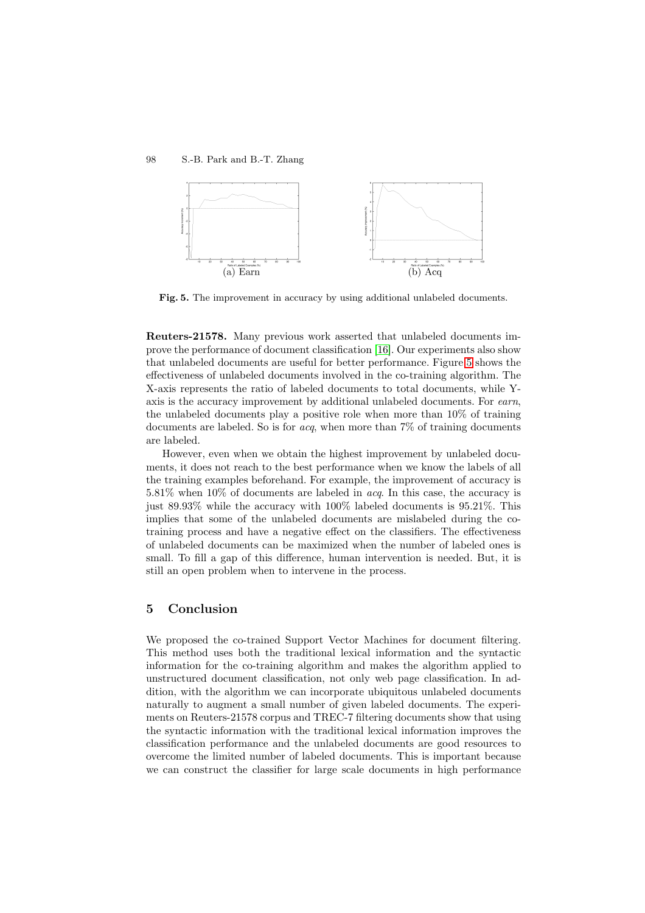(a) Earn

(b) Acq

**Fig. 5.** The improvement in accuracy by using additional unlabeled documents.

**Reuters-21578.** Many previous work asserted that unlabeled documents improve the performance of document classification [16]. Our experiments also show that unlabeled documents are useful for better performance. Figure 5 shows the effectiveness of unlabeled documents involved in the co-training algorithm. The X-axis represents the ratio of labeled documents to total documents, while Y-axis is the accuracy improvement by additional unlabeled documents. For *earn*, the unlabeled documents play a positive role when more than 10% of training documents are labeled. So is for *acq*, when more than 7% of training documents are labeled.

However, even when we obtain the highest improvement by unlabeled documents, it does not reach to the best performance when we know the labels of all the training examples beforehand. For example, the improvement of accuracy is 5.81% when 10% of documents are labeled in *acq*. In this case, the accuracy is just 89.93% while the accuracy with 100% labeled documents is 95.21%. This implies that some of the unlabeled documents are mislabeled during the co-training process and have a negative effect on the classifiers. The effectiveness of unlabeled documents can be maximized when the number of labeled ones is small. To fill a gap of this difference, human intervention is needed. But, it is still an open problem when to intervene in the process.

## 5 Conclusion

We proposed the co-trained Support Vector Machines for document filtering. This method uses both the traditional lexical information and the syntactic information for the co-training algorithm and makes the algorithm applied to unstructured document classification, not only web page classification. In addition, with the algorithm we can incorporate ubiquitous unlabeled documents naturally to augment a small number of given labeled documents. The experiments on Reuters-21578 corpus and TREC-7 filtering documents show that using the syntactic information with the traditional lexical information improves the classification performance and the unlabeled documents are good resources to overcome the limited number of labeled documents. This is important because we can construct the classifier for large scale documents in high performance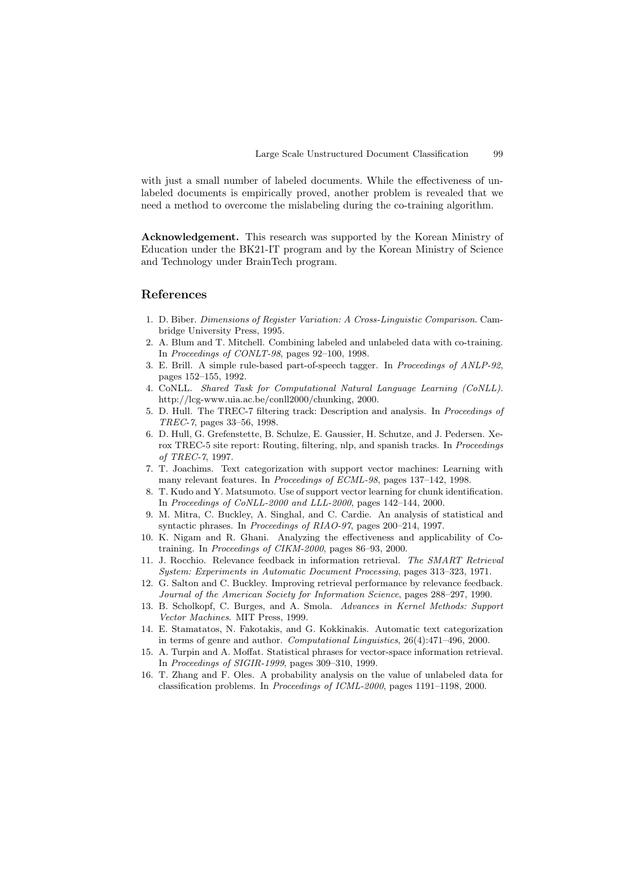with just a small number of labeled documents. While the effectiveness of unlabeled documents is empirically proved, another problem is revealed that we need a method to overcome the mislabeling during the co-training algorithm.

**Acknowledgement.** This research was supported by the Korean Ministry of Education under the BK21-IT program and by the Korean Ministry of Science and Technology under BrainTech program.

## References

1. D. Biber. *Dimensions of Register Variation: A Cross-Linguistic Comparison*. Cambridge University Press, 1995.
2. A. Blum and T. Mitchell. Combining labeled and unlabeled data with co-training. In *Proceedings of CONLT-98*, pages 92–100, 1998.
3. E. Brill. A simple rule-based part-of-speech tagger. In *Proceedings of ANLP-92*, pages 152–155, 1992.
4. CoNLL. *Shared Task for Computational Natural Language Learning (CoNLL)*. http://lcg-www.uia.ac.be/conll2000/chunking, 2000.
5. D. Hull. The TREC-7 filtering track: Description and analysis. In *Proceedings of TREC-7*, pages 33–56, 1998.
6. D. Hull, G. Grefenstette, B. Schulze, E. Gaussier, H. Schutze, and J. Pedersen. Xerox TREC-5 site report: Routing, filtering, nlp, and spanish tracks. In *Proceedings of TREC-7*, 1997.
7. T. Joachims. Text categorization with support vector machines: Learning with many relevant features. In *Proceedings of ECML-98*, pages 137–142, 1998.
8. T. Kudo and Y. Matsumoto. Use of support vector learning for chunk identification. In *Proceedings of CoNLL-2000 and LLL-2000*, pages 142–144, 2000.
9. M. Mitra, C. Buckley, A. Singhal, and C. Cardie. An analysis of statistical and syntactic phrases. In *Proceedings of RIAO-97*, pages 200–214, 1997.
10. K. Nigam and R. Ghani. Analyzing the effectiveness and applicability of Co-training. In *Proceedings of CIKM-2000*, pages 86–93, 2000.
11. J. Rocchio. Relevance feedback in information retrieval. *The SMART Retrieval System: Experiments in Automatic Document Processing*, pages 313–323, 1971.
12. G. Salton and C. Buckley. Improving retrieval performance by relevance feedback. *Journal of the American Society for Information Science*, pages 288–297, 1990.
13. B. Scholkopf, C. Burges, and A. Smola. *Advances in Kernel Methods: Support Vector Machines*. MIT Press, 1999.
14. E. Stamatatos, N. Fakotakis, and G. Kokkinakis. Automatic text categorization in terms of genre and author. *Computational Linguistics*, 26(4):471–496, 2000.
15. A. Turpin and A. Moffat. Statistical phrases for vector-space information retrieval. In *Proceedings of SIGIR-1999*, pages 309–310, 1999.
16. T. Zhang and F. Oles. A probability analysis on the value of unlabeled data for classification problems. In *Proceedings of ICML-2000*, pages 1191–1198, 2000.